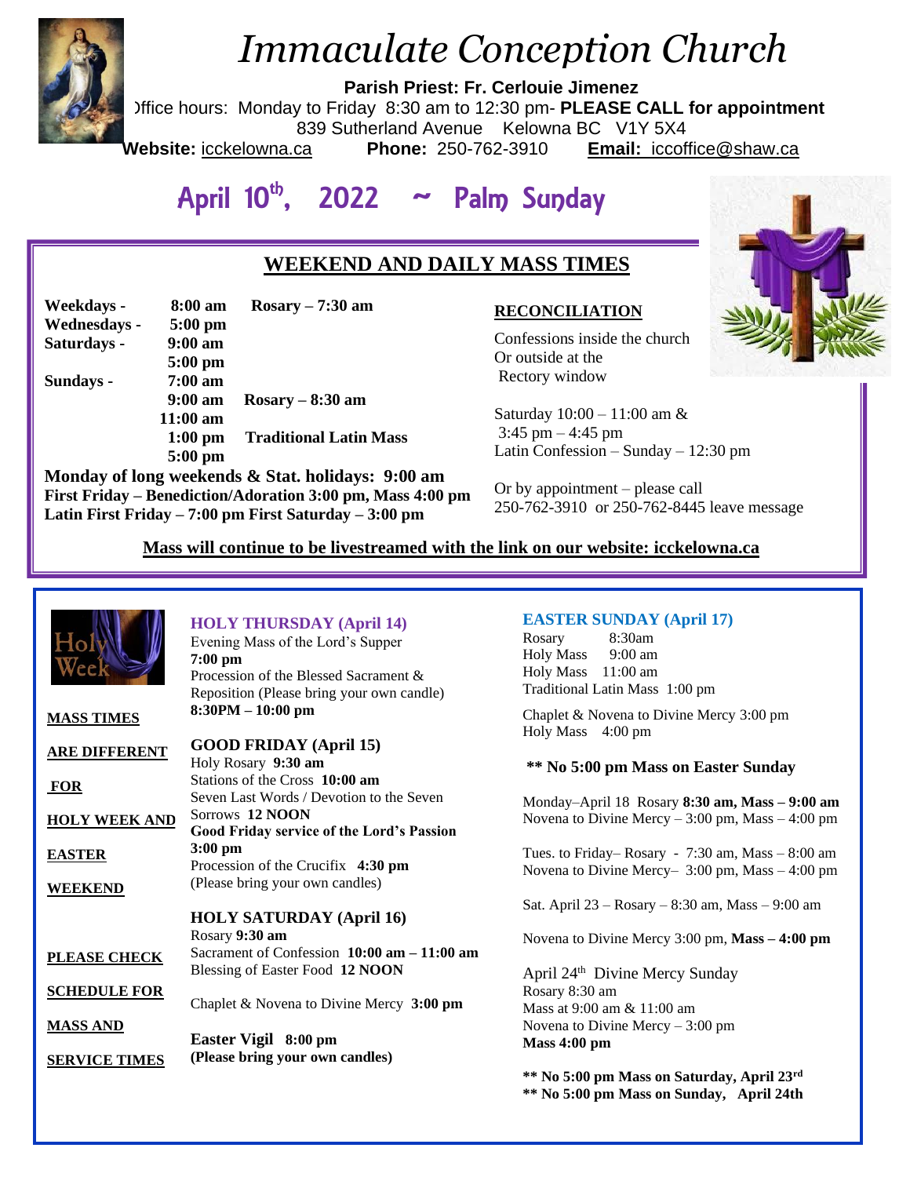# *Immaculate Conception Church*

**Parish Priest: Fr. Cerlouie Jimenez**

Office hours: Monday to Friday 8:30 am to 12:30 pm- **PLEASE CALL for appointment**

839 Sutherland Avenue Kelowna BC V1Y 5X4

**Website:** icckelowna.ca **Phone:** 250-762-3910 **Email:** iccoffice@shaw.ca

## April 10th, 2022 ~ Palm Sunday

### WEEKEND AND DAILY MASS TIMES

**Weekdays -** **8:00 am** **Rosary – 7:30 am**
**Wednesdays -** **5:00 pm**
**Saturdays -** **9:00 am**
**5:00 pm**
**Sundays -** **7:00 am**
**9:00 am** **Rosary – 8:30 am**
**11:00 am**
**1:00 pm** **Traditional Latin Mass**
**5:00 pm**

**Monday of long weekends & Stat. holidays: 9:00 am**
**First Friday – Benediction/Adoration 3:00 pm, Mass 4:00 pm**
**Latin First Friday – 7:00 pm First Saturday – 3:00 pm**

**RECONCILIATION**

Confessions inside the church
Or outside at the
Rectory window

Saturday 10:00 – 11:00 am &
3:45 pm – 4:45 pm
Latin Confession – Sunday – 12:30 pm

Or by appointment – please call
250-762-3910 or 250-762-8445 leave message

**Mass will continue to be livestreamed with the link on our website: icckelowna.ca**

---

**MASS TIMES ARE DIFFERENT FOR HOLY WEEK AND EASTER WEEKEND**

**PLEASE CHECK SCHEDULE FOR MASS AND SERVICE TIMES**

### HOLY THURSDAY (April 14)

Evening Mass of the Lord's Supper
**7:00 pm**
Procession of the Blessed Sacrament & Reposition (Please bring your own candle)
**8:30PM – 10:00 pm**

### GOOD FRIDAY (April 15)

Holy Rosary **9:30 am**
Stations of the Cross **10:00 am**
Seven Last Words / Devotion to the Seven Sorrows **12 NOON**
**Good Friday service of the Lord's Passion 3:00 pm**
Procession of the Crucifix **4:30 pm**
(Please bring your own candles)

### HOLY SATURDAY (April 16)

Rosary **9:30 am**
Sacrament of Confession **10:00 am – 11:00 am**
Blessing of Easter Food **12 NOON**

Chaplet & Novena to Divine Mercy **3:00 pm**

**Easter Vigil 8:00 pm**
**(Please bring your own candles)**

### EASTER SUNDAY (April 17)

Rosary 8:30am
Holy Mass 9:00 am
Holy Mass 11:00 am
Traditional Latin Mass 1:00 pm

Chaplet & Novena to Divine Mercy 3:00 pm
Holy Mass 4:00 pm

**** No 5:00 pm Mass on Easter Sunday**

Monday–April 18 Rosary **8:30 am, Mass – 9:00 am**
Novena to Divine Mercy – 3:00 pm, Mass – 4:00 pm

Tues. to Friday– Rosary - 7:30 am, Mass – 8:00 am
Novena to Divine Mercy– 3:00 pm, Mass – 4:00 pm

Sat. April 23 – Rosary – 8:30 am, Mass – 9:00 am

Novena to Divine Mercy 3:00 pm, **Mass – 4:00 pm**

April 24th Divine Mercy Sunday
Rosary 8:30 am
Mass at 9:00 am & 11:00 am
Novena to Divine Mercy – 3:00 pm
**Mass 4:00 pm**

**** No 5:00 pm Mass on Saturday, April 23rd**
**** No 5:00 pm Mass on Sunday, April 24th**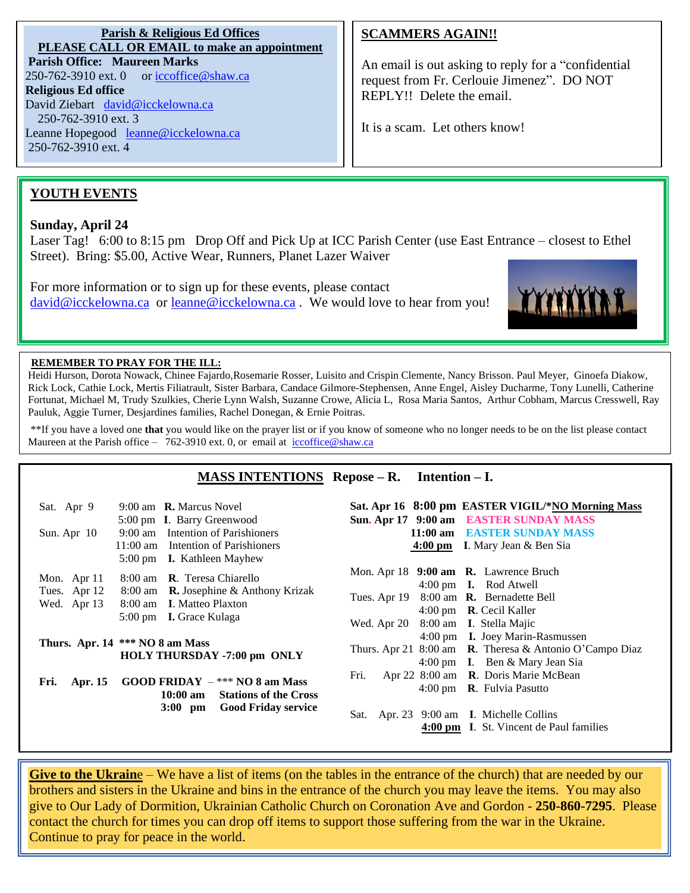**Parish & Religious Ed Offices**
**PLEASE CALL OR EMAIL to make an appointment**

**Parish Office: Maureen Marks**
250-762-3910 ext. 0 or iccoffice@shaw.ca

**Religious Ed office**
David Ziebart david@icckelowna.ca
250-762-3910 ext. 3
Leanne Hopegood leanne@icckelowna.ca
250-762-3910 ext. 4

## SCAMMERS AGAIN!!

An email is out asking to reply for a "confidential request from Fr. Cerlouie Jimenez". DO NOT REPLY!! Delete the email.

It is a scam. Let others know!

## YOUTH EVENTS

**Sunday, April 24**
Laser Tag! 6:00 to 8:15 pm Drop Off and Pick Up at ICC Parish Center (use East Entrance – closest to Ethel Street). Bring: $5.00, Active Wear, Runners, Planet Lazer Waiver

For more information or to sign up for these events, please contact david@icckelowna.ca or leanne@icckelowna.ca . We would love to hear from you!

**REMEMBER TO PRAY FOR THE ILL:**
Heidi Hurson, Dorota Nowack, Chinee Fajardo,Rosemarie Rosser, Luisito and Crispin Clemente, Nancy Brisson. Paul Meyer, Ginoefa Diakow, Rick Lock, Cathie Lock, Mertis Filiatrault, Sister Barbara, Candace Gilmore-Stephensen, Anne Engel, Aisley Ducharme, Tony Lunelli, Catherine Fortunat, Michael M, Trudy Szulkies, Cherie Lynn Walsh, Suzanne Crowe, Alicia L, Rosa Maria Santos, Arthur Cobham, Marcus Cresswell, Ray Pauluk, Aggie Turner, Desjardines families, Rachel Donegan, & Ernie Poitras.

**If you have a loved one **that** you would like on the prayer list or if you know of someone who no longer needs to be on the list please contact Maureen at the Parish office – 762-3910 ext. 0, or email at iccoffice@shaw.ca

## MASS INTENTIONS Repose – R. Intention – I.

| Date | Time | Intention |
|---|---|---|
| Sat. Apr 9 | 9:00 am | **R.** Marcus Novel |
| | 5:00 pm | **I.** Barry Greenwood |
| Sun. Apr 10 | 9:00 am | Intention of Parishioners |
| | 11:00 am | Intention of Parishioners |
| | 5:00 pm | **I.** Kathleen Mayhew |
| Mon. Apr 11 | 8:00 am | **R.** Teresa Chiarello |
| Tues. Apr 12 | 8:00 am | **R.** Josephine & Anthony Krizak |
| Wed. Apr 13 | 8:00 am | **I.** Matteo Plaxton |
| | 5:00 pm | **I.** Grace Kulaga |
| **Thurs. Apr. 14** | | **\*\*\* NO 8 am Mass HOLY THURSDAY -7:00 pm ONLY** |
| **Fri. Apr. 15** | | **GOOD FRIDAY** – \*\*\* **NO 8 am Mass** |
| | **10:00 am** | **Stations of the Cross** |
| | **3:00 pm** | **Good Friday service** |
| **Sat. Apr 16** | **8:00 pm** | **EASTER VIGIL/\*NO Morning Mass** |
| **Sun. Apr 17** | **9:00 am** | **EASTER SUNDAY MASS** |
| | **11:00 am** | **EASTER SUNDAY MASS** |
| | **4:00 pm** | **I.** Mary Jean & Ben Sia |
| Mon. Apr 18 | **9:00 am** | **R.** Lawrence Bruch |
| | 4:00 pm | **I.** Rod Atwell |
| Tues. Apr 19 | 8:00 am | **R.** Bernadette Bell |
| | 4:00 pm | **R.** Cecil Kaller |
| Wed. Apr 20 | 8:00 am | **I.** Stella Majic |
| | 4:00 pm | **I.** Joey Marin-Rasmussen |
| Thurs. Apr 21 | 8:00 am | **R.** Theresa & Antonio O'Campo Diaz |
| | 4:00 pm | **I.** Ben & Mary Jean Sia |
| Fri. Apr 22 | 8:00 am | **R.** Doris Marie McBean |
| | 4:00 pm | **R.** Fulvia Pasutto |
| Sat. Apr. 23 | 9:00 am | **I.** Michelle Collins |
| | **4:00 pm** | **I.** St. Vincent de Paul families |

**Give to the Ukraine** – We have a list of items (on the tables in the entrance of the church) that are needed by our brothers and sisters in the Ukraine and bins in the entrance of the church you may leave the items. You may also give to Our Lady of Dormition, Ukrainian Catholic Church on Coronation Ave and Gordon - **250-860-7295**. Please contact the church for times you can drop off items to support those suffering from the war in the Ukraine. Continue to pray for peace in the world.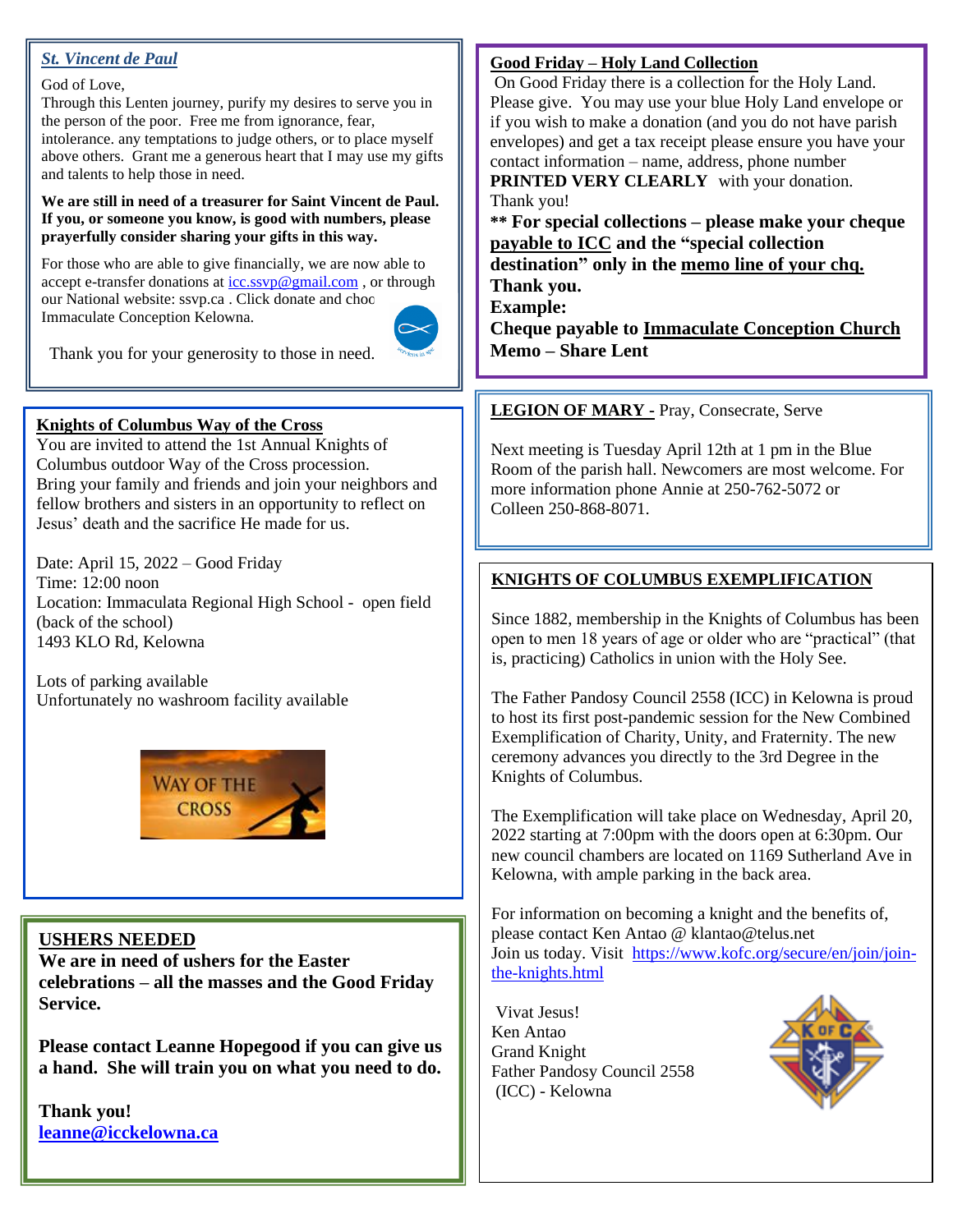## *St. Vincent de Paul*

God of Love,
Through this Lenten journey, purify my desires to serve you in the person of the poor. Free me from ignorance, fear, intolerance. any temptations to judge others, or to place myself above others. Grant me a generous heart that I may use my gifts and talents to help those in need.

**We are still in need of a treasurer for Saint Vincent de Paul. If you, or someone you know, is good with numbers, please prayerfully consider sharing your gifts in this way.**

For those who are able to give financially, we are now able to accept e-transfer donations at icc.ssvp@gmail.com , or through our National website: ssvp.ca . Click donate and choo Immaculate Conception Kelowna.

Thank you for your generosity to those in need.

## Knights of Columbus Way of the Cross

You are invited to attend the 1st Annual Knights of Columbus outdoor Way of the Cross procession. Bring your family and friends and join your neighbors and fellow brothers and sisters in an opportunity to reflect on Jesus' death and the sacrifice He made for us.

Date: April 15, 2022 – Good Friday
Time: 12:00 noon
Location: Immaculata Regional High School - open field (back of the school)
1493 KLO Rd, Kelowna

Lots of parking available
Unfortunately no washroom facility available

## USHERS NEEDED

**We are in need of ushers for the Easter celebrations – all the masses and the Good Friday Service.**

**Please contact Leanne Hopegood if you can give us a hand. She will train you on what you need to do.**

**Thank you!**
**leanne@icckelowna.ca**

## Good Friday – Holy Land Collection

On Good Friday there is a collection for the Holy Land. Please give. You may use your blue Holy Land envelope or if you wish to make a donation (and you do not have parish envelopes) and get a tax receipt please ensure you have your contact information – name, address, phone number **PRINTED VERY CLEARLY** with your donation.
Thank you!

**\*\* For special collections – please make your cheque payable to ICC and the "special collection destination" only in the memo line of your chq.**
**Thank you.**
**Example:**
**Cheque payable to Immaculate Conception Church**
**Memo – Share Lent**

## LEGION OF MARY - Pray, Consecrate, Serve

Next meeting is Tuesday April 12th at 1 pm in the Blue Room of the parish hall. Newcomers are most welcome. For more information phone Annie at 250-762-5072 or Colleen 250-868-8071.

## KNIGHTS OF COLUMBUS EXEMPLIFICATION

Since 1882, membership in the Knights of Columbus has been open to men 18 years of age or older who are "practical" (that is, practicing) Catholics in union with the Holy See.

The Father Pandosy Council 2558 (ICC) in Kelowna is proud to host its first post-pandemic session for the New Combined Exemplification of Charity, Unity, and Fraternity. The new ceremony advances you directly to the 3rd Degree in the Knights of Columbus.

The Exemplification will take place on Wednesday, April 20, 2022 starting at 7:00pm with the doors open at 6:30pm. Our new council chambers are located on 1169 Sutherland Ave in Kelowna, with ample parking in the back area.

For information on becoming a knight and the benefits of, please contact Ken Antao @ klantao@telus.net
Join us today. Visit https://www.kofc.org/secure/en/join/join-the-knights.html

Vivat Jesus!
Ken Antao
Grand Knight
Father Pandosy Council 2558
(ICC) - Kelowna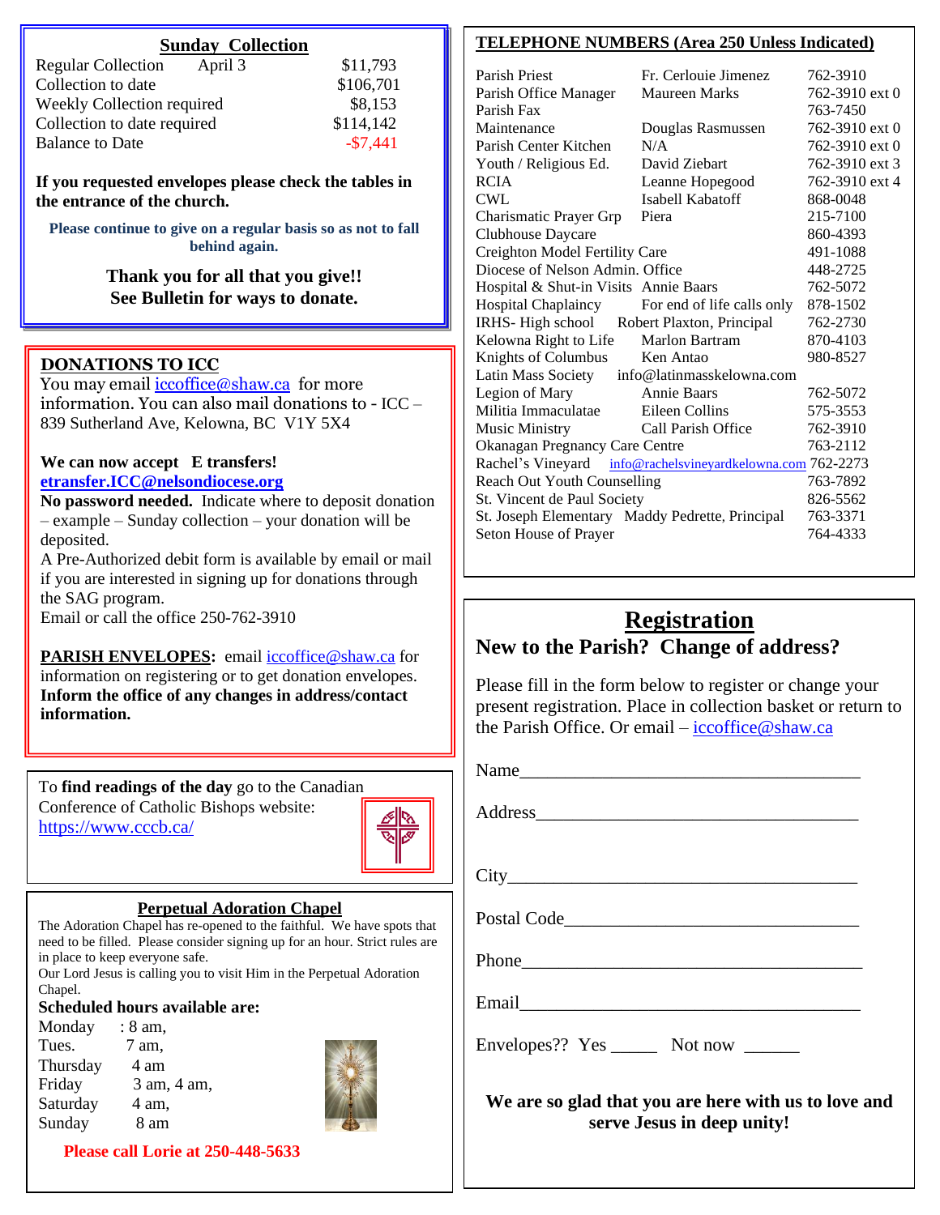## Sunday Collection

| | | |
|---|---|---|
| Regular Collection | April 3 | $11,793 |
| Collection to date | | $106,701 |
| Weekly Collection required | | $8,153 |
| Collection to date required | | $114,142 |
| Balance to Date | | -$7,441 |

**If you requested envelopes please check the tables in the entrance of the church.**

**Please continue to give on a regular basis so as not to fall behind again.**

**Thank you for all that you give!!**
**See Bulletin for ways to donate.**

## DONATIONS TO ICC

You may email iccoffice@shaw.ca for more information. You can also mail donations to - ICC – 839 Sutherland Ave, Kelowna, BC V1Y 5X4

**We can now accept E transfers!**
**etransfer.ICC@nelsondiocese.org**
**No password needed.** Indicate where to deposit donation – example – Sunday collection – your donation will be deposited.
A Pre-Authorized debit form is available by email or mail if you are interested in signing up for donations through the SAG program.
Email or call the office 250-762-3910

**PARISH ENVELOPES:** email iccoffice@shaw.ca for information on registering or to get donation envelopes. **Inform the office of any changes in address/contact information.**

To **find readings of the day** go to the Canadian Conference of Catholic Bishops website: https://www.cccb.ca/

## Perpetual Adoration Chapel

The Adoration Chapel has re-opened to the faithful. We have spots that need to be filled. Please consider signing up for an hour. Strict rules are in place to keep everyone safe.
Our Lord Jesus is calling you to visit Him in the Perpetual Adoration Chapel.

**Scheduled hours available are:**

Monday : 8 am,
Tues. 7 am,
Thursday 4 am
Friday 3 am, 4 am,
Saturday 4 am,
Sunday 8 am

**Please call Lorie at 250-448-5633**

## TELEPHONE NUMBERS (Area 250 Unless Indicated)

| | | |
|---|---|---|
| Parish Priest | Fr. Cerlouie Jimenez | 762-3910 |
| Parish Office Manager | Maureen Marks | 762-3910 ext 0 |
| Parish Fax | | 763-7450 |
| Maintenance | Douglas Rasmussen | 762-3910 ext 0 |
| Parish Center Kitchen | N/A | 762-3910 ext 0 |
| Youth / Religious Ed. | David Ziebart | 762-3910 ext 3 |
| RCIA | Leanne Hopegood | 762-3910 ext 4 |
| CWL | Isabell Kabatoff | 868-0048 |
| Charismatic Prayer Grp | Piera | 215-7100 |
| Clubhouse Daycare | | 860-4393 |
| Creighton Model Fertility Care | | 491-1088 |
| Diocese of Nelson Admin. Office | | 448-2725 |
| Hospital & Shut-in Visits | Annie Baars | 762-5072 |
| Hospital Chaplaincy | For end of life calls only | 878-1502 |
| IRHS- High school | Robert Plaxton, Principal | 762-2730 |
| Kelowna Right to Life | Marlon Bartram | 870-4103 |
| Knights of Columbus | Ken Antao | 980-8527 |
| Latin Mass Society | info@latinmasskelowna.com | |
| Legion of Mary | Annie Baars | 762-5072 |
| Militia Immaculatae | Eileen Collins | 575-3553 |
| Music Ministry | Call Parish Office | 762-3910 |
| Okanagan Pregnancy Care Centre | | 763-2112 |
| Rachel's Vineyard | info@rachelsvineyardkelowna.com | 762-2273 |
| Reach Out Youth Counselling | | 763-7892 |
| St. Vincent de Paul Society | | 826-5562 |
| St. Joseph Elementary | Maddy Pedrette, Principal | 763-3371 |
| Seton House of Prayer | | 764-4333 |

## Registration

### New to the Parish? Change of address?

Please fill in the form below to register or change your present registration. Place in collection basket or return to the Parish Office. Or email – iccoffice@shaw.ca

Name_____________________________________

Address___________________________________

City______________________________________

Postal Code________________________________

Phone_____________________________________

Email_____________________________________

Envelopes?? Yes _____ Not now ______

**We are so glad that you are here with us to love and serve Jesus in deep unity!**